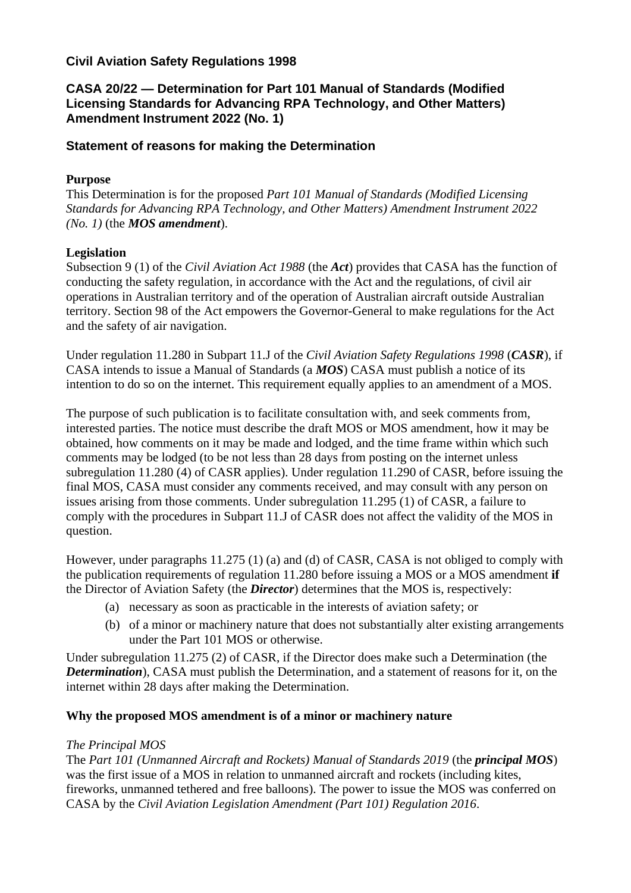## Civil Aviation Safety Regulations 1998

## CASA 20/22 — Determination for Part 101 Manual of Standards (Modified Licensing Standards for Advancing RPA Technology, and Other Matters) Amendment Instrument 2022 (No. 1)

### Statement of reasons for making the Determination

**Purpose**
This Determination is for the proposed *Part 101 Manual of Standards (Modified Licensing Standards for Advancing RPA Technology, and Other Matters) Amendment Instrument 2022 (No. 1)* (the ***MOS amendment***).

**Legislation**
Subsection 9 (1) of the *Civil Aviation Act 1988* (the ***Act***) provides that CASA has the function of conducting the safety regulation, in accordance with the Act and the regulations, of civil air operations in Australian territory and of the operation of Australian aircraft outside Australian territory. Section 98 of the Act empowers the Governor-General to make regulations for the Act and the safety of air navigation.

Under regulation 11.280 in Subpart 11.J of the *Civil Aviation Safety Regulations 1998* (***CASR***), if CASA intends to issue a Manual of Standards (a ***MOS***) CASA must publish a notice of its intention to do so on the internet. This requirement equally applies to an amendment of a MOS.

The purpose of such publication is to facilitate consultation with, and seek comments from, interested parties. The notice must describe the draft MOS or MOS amendment, how it may be obtained, how comments on it may be made and lodged, and the time frame within which such comments may be lodged (to be not less than 28 days from posting on the internet unless subregulation 11.280 (4) of CASR applies). Under regulation 11.290 of CASR, before issuing the final MOS, CASA must consider any comments received, and may consult with any person on issues arising from those comments. Under subregulation 11.295 (1) of CASR, a failure to comply with the procedures in Subpart 11.J of CASR does not affect the validity of the MOS in question.

However, under paragraphs 11.275 (1) (a) and (d) of CASR, CASA is not obliged to comply with the publication requirements of regulation 11.280 before issuing a MOS or a MOS amendment **if** the Director of Aviation Safety (the ***Director***) determines that the MOS is, respectively:

(a) necessary as soon as practicable in the interests of aviation safety; or

(b) of a minor or machinery nature that does not substantially alter existing arrangements under the Part 101 MOS or otherwise.

Under subregulation 11.275 (2) of CASR, if the Director does make such a Determination (the ***Determination***), CASA must publish the Determination, and a statement of reasons for it, on the internet within 28 days after making the Determination.

**Why the proposed MOS amendment is of a minor or machinery nature**

*The Principal MOS*
The *Part 101 (Unmanned Aircraft and Rockets) Manual of Standards 2019* (the ***principal MOS***) was the first issue of a MOS in relation to unmanned aircraft and rockets (including kites, fireworks, unmanned tethered and free balloons). The power to issue the MOS was conferred on CASA by the *Civil Aviation Legislation Amendment (Part 101) Regulation 2016*.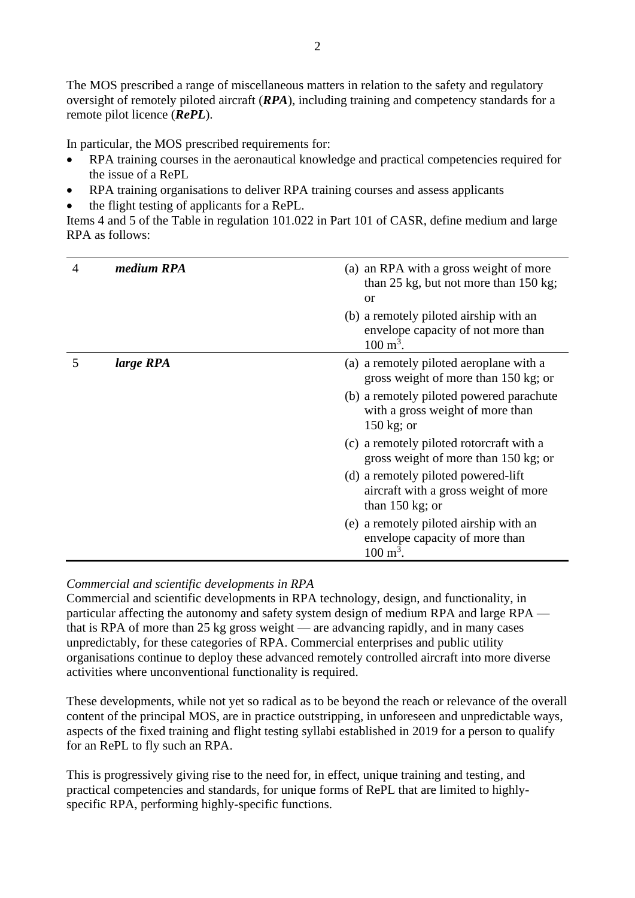The MOS prescribed a range of miscellaneous matters in relation to the safety and regulatory oversight of remotely piloted aircraft (***RPA***), including training and competency standards for a remote pilot licence (***RePL***).

In particular, the MOS prescribed requirements for:

- RPA training courses in the aeronautical knowledge and practical competencies required for the issue of a RePL
- RPA training organisations to deliver RPA training courses and assess applicants
- the flight testing of applicants for a RePL.

Items 4 and 5 of the Table in regulation 101.022 in Part 101 of CASR, define medium and large RPA as follows:

| | | |
|---|---|---|
| 4 | ***medium RPA*** | (a) an RPA with a gross weight of more than 25 kg, but not more than 150 kg; or<br>(b) a remotely piloted airship with an envelope capacity of not more than 100 $m^3$. |
| 5 | ***large RPA*** | (a) a remotely piloted aeroplane with a gross weight of more than 150 kg; or<br>(b) a remotely piloted powered parachute with a gross weight of more than 150 kg; or<br>(c) a remotely piloted rotorcraft with a gross weight of more than 150 kg; or<br>(d) a remotely piloted powered-lift aircraft with a gross weight of more than 150 kg; or<br>(e) a remotely piloted airship with an envelope capacity of more than 100 $m^3$. |

*Commercial and scientific developments in RPA*

Commercial and scientific developments in RPA technology, design, and functionality, in particular affecting the autonomy and safety system design of medium RPA and large RPA — that is RPA of more than 25 kg gross weight — are advancing rapidly, and in many cases unpredictably, for these categories of RPA. Commercial enterprises and public utility organisations continue to deploy these advanced remotely controlled aircraft into more diverse activities where unconventional functionality is required.

These developments, while not yet so radical as to be beyond the reach or relevance of the overall content of the principal MOS, are in practice outstripping, in unforeseen and unpredictable ways, aspects of the fixed training and flight testing syllabi established in 2019 for a person to qualify for an RePL to fly such an RPA.

This is progressively giving rise to the need for, in effect, unique training and testing, and practical competencies and standards, for unique forms of RePL that are limited to highly-specific RPA, performing highly-specific functions.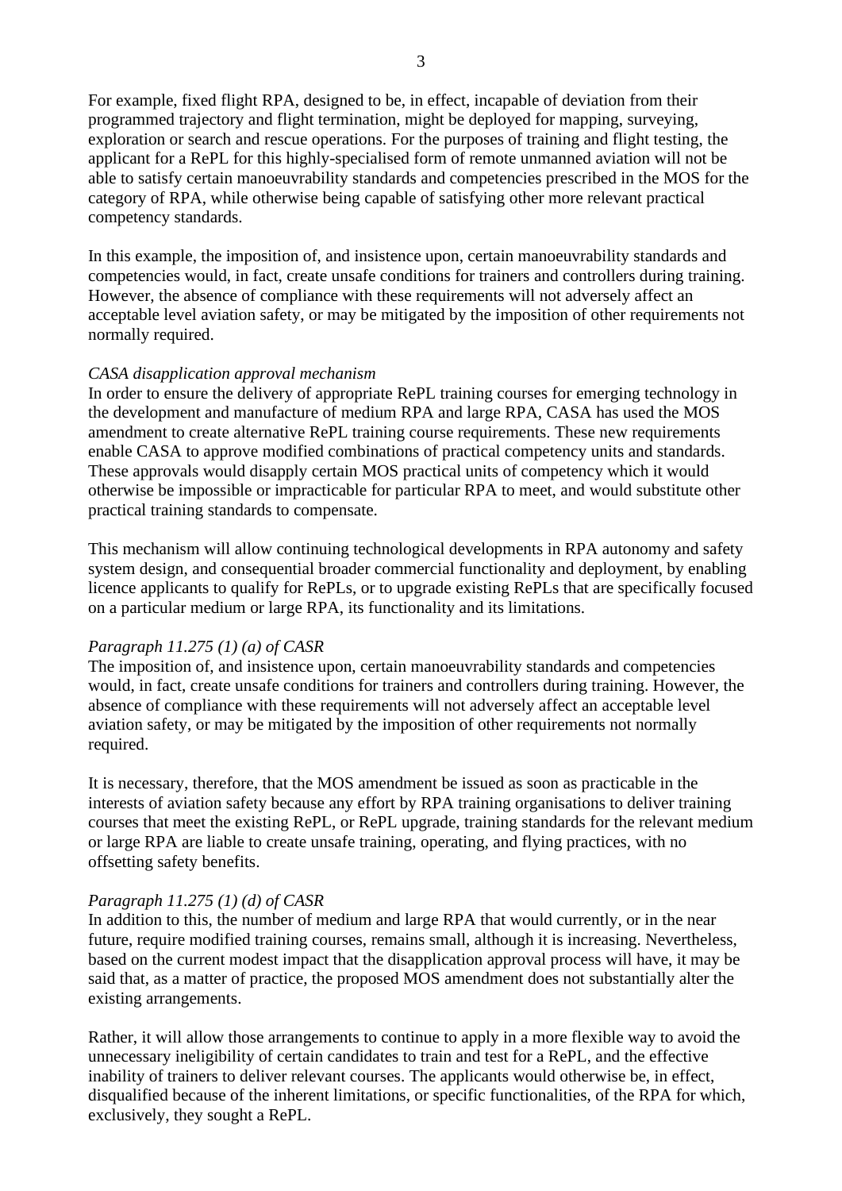For example, fixed flight RPA, designed to be, in effect, incapable of deviation from their programmed trajectory and flight termination, might be deployed for mapping, surveying, exploration or search and rescue operations. For the purposes of training and flight testing, the applicant for a RePL for this highly-specialised form of remote unmanned aviation will not be able to satisfy certain manoeuvrability standards and competencies prescribed in the MOS for the category of RPA, while otherwise being capable of satisfying other more relevant practical competency standards.

In this example, the imposition of, and insistence upon, certain manoeuvrability standards and competencies would, in fact, create unsafe conditions for trainers and controllers during training. However, the absence of compliance with these requirements will not adversely affect an acceptable level aviation safety, or may be mitigated by the imposition of other requirements not normally required.

*CASA disapplication approval mechanism*
In order to ensure the delivery of appropriate RePL training courses for emerging technology in the development and manufacture of medium RPA and large RPA, CASA has used the MOS amendment to create alternative RePL training course requirements. These new requirements enable CASA to approve modified combinations of practical competency units and standards. These approvals would disapply certain MOS practical units of competency which it would otherwise be impossible or impracticable for particular RPA to meet, and would substitute other practical training standards to compensate.

This mechanism will allow continuing technological developments in RPA autonomy and safety system design, and consequential broader commercial functionality and deployment, by enabling licence applicants to qualify for RePLs, or to upgrade existing RePLs that are specifically focused on a particular medium or large RPA, its functionality and its limitations.

*Paragraph 11.275 (1) (a) of CASR*
The imposition of, and insistence upon, certain manoeuvrability standards and competencies would, in fact, create unsafe conditions for trainers and controllers during training. However, the absence of compliance with these requirements will not adversely affect an acceptable level aviation safety, or may be mitigated by the imposition of other requirements not normally required.

It is necessary, therefore, that the MOS amendment be issued as soon as practicable in the interests of aviation safety because any effort by RPA training organisations to deliver training courses that meet the existing RePL, or RePL upgrade, training standards for the relevant medium or large RPA are liable to create unsafe training, operating, and flying practices, with no offsetting safety benefits.

*Paragraph 11.275 (1) (d) of CASR*
In addition to this, the number of medium and large RPA that would currently, or in the near future, require modified training courses, remains small, although it is increasing. Nevertheless, based on the current modest impact that the disapplication approval process will have, it may be said that, as a matter of practice, the proposed MOS amendment does not substantially alter the existing arrangements.

Rather, it will allow those arrangements to continue to apply in a more flexible way to avoid the unnecessary ineligibility of certain candidates to train and test for a RePL, and the effective inability of trainers to deliver relevant courses. The applicants would otherwise be, in effect, disqualified because of the inherent limitations, or specific functionalities, of the RPA for which, exclusively, they sought a RePL.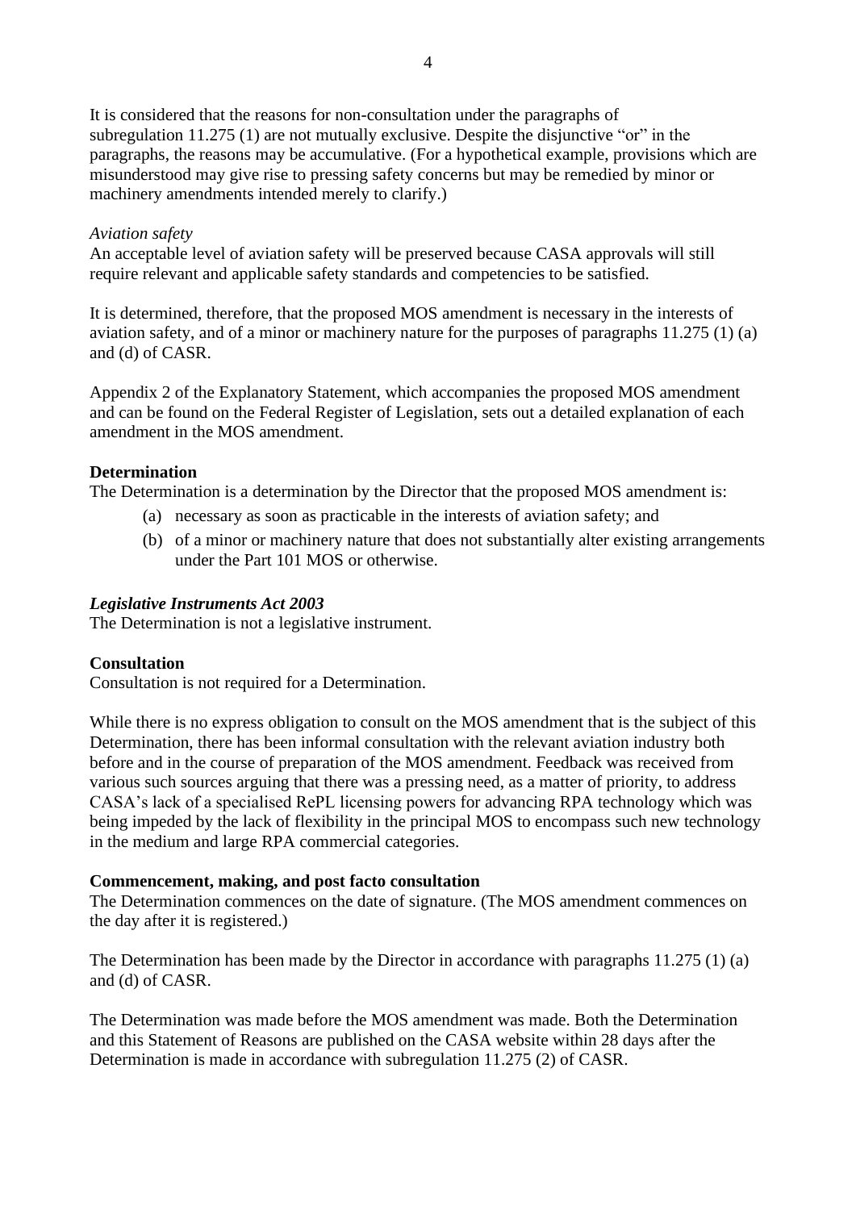It is considered that the reasons for non-consultation under the paragraphs of subregulation 11.275 (1) are not mutually exclusive. Despite the disjunctive "or" in the paragraphs, the reasons may be accumulative. (For a hypothetical example, provisions which are misunderstood may give rise to pressing safety concerns but may be remedied by minor or machinery amendments intended merely to clarify.)

*Aviation safety*

An acceptable level of aviation safety will be preserved because CASA approvals will still require relevant and applicable safety standards and competencies to be satisfied.

It is determined, therefore, that the proposed MOS amendment is necessary in the interests of aviation safety, and of a minor or machinery nature for the purposes of paragraphs 11.275 (1) (a) and (d) of CASR.

Appendix 2 of the Explanatory Statement, which accompanies the proposed MOS amendment and can be found on the Federal Register of Legislation, sets out a detailed explanation of each amendment in the MOS amendment.

**Determination**

The Determination is a determination by the Director that the proposed MOS amendment is:

(a) necessary as soon as practicable in the interests of aviation safety; and

(b) of a minor or machinery nature that does not substantially alter existing arrangements under the Part 101 MOS or otherwise.

***Legislative Instruments Act 2003***

The Determination is not a legislative instrument.

**Consultation**

Consultation is not required for a Determination.

While there is no express obligation to consult on the MOS amendment that is the subject of this Determination, there has been informal consultation with the relevant aviation industry both before and in the course of preparation of the MOS amendment. Feedback was received from various such sources arguing that there was a pressing need, as a matter of priority, to address CASA's lack of a specialised RePL licensing powers for advancing RPA technology which was being impeded by the lack of flexibility in the principal MOS to encompass such new technology in the medium and large RPA commercial categories.

**Commencement, making, and post facto consultation**

The Determination commences on the date of signature. (The MOS amendment commences on the day after it is registered.)

The Determination has been made by the Director in accordance with paragraphs 11.275 (1) (a) and (d) of CASR.

The Determination was made before the MOS amendment was made. Both the Determination and this Statement of Reasons are published on the CASA website within 28 days after the Determination is made in accordance with subregulation 11.275 (2) of CASR.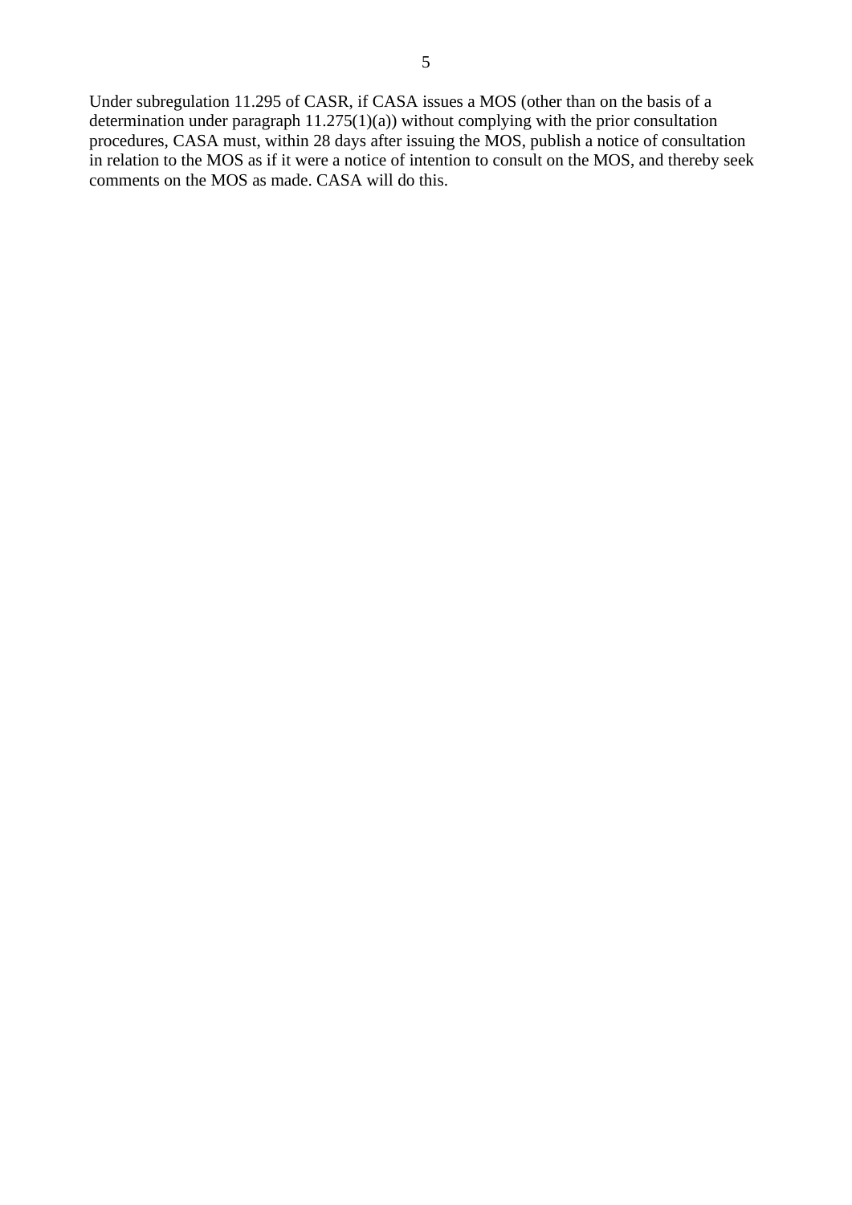Under subregulation 11.295 of CASR, if CASA issues a MOS (other than on the basis of a determination under paragraph 11.275(1)(a)) without complying with the prior consultation procedures, CASA must, within 28 days after issuing the MOS, publish a notice of consultation in relation to the MOS as if it were a notice of intention to consult on the MOS, and thereby seek comments on the MOS as made. CASA will do this.